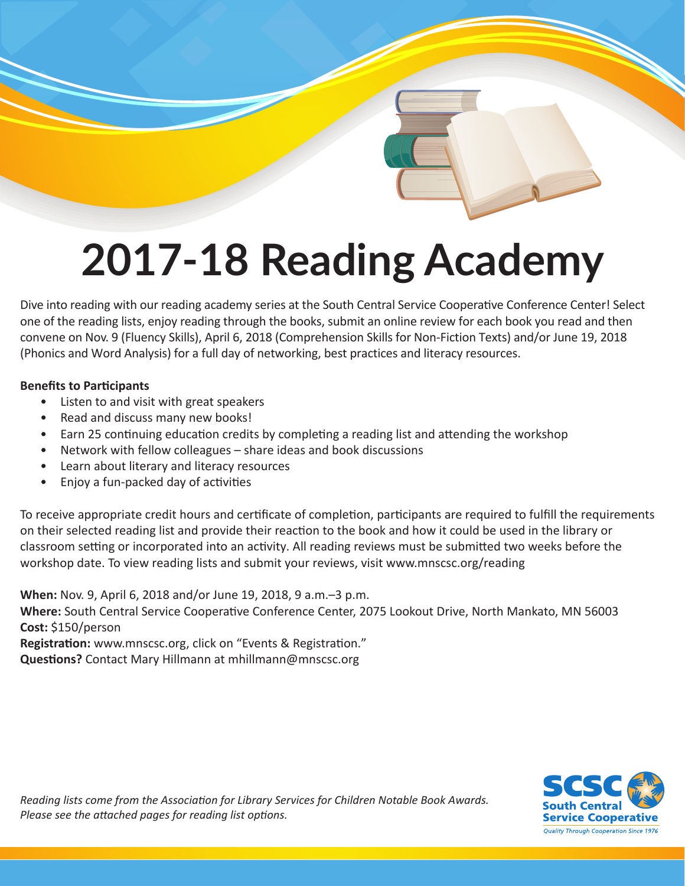# 2017-18 Reading Academy

Dive into reading with our reading academy series at the South Central Service Cooperative Conference Center! Select one of the reading lists, enjoy reading through the books, submit an online review for each book you read and then convene on Nov. 9 (Fluency Skills), April 6, 2018 (Comprehension Skills for Non-Fiction Texts) and/or June 19, 2018 (Phonics and Word Analysis) for a full day of networking, best practices and literacy resources.

**Benefits to Participants**

- Listen to and visit with great speakers
- Read and discuss many new books!
- Earn 25 continuing education credits by completing a reading list and attending the workshop
- Network with fellow colleagues – share ideas and book discussions
- Learn about literary and literacy resources
- Enjoy a fun-packed day of activities

To receive appropriate credit hours and certificate of completion, participants are required to fulfill the requirements on their selected reading list and provide their reaction to the book and how it could be used in the library or classroom setting or incorporated into an activity. All reading reviews must be submitted two weeks before the workshop date. To view reading lists and submit your reviews, visit www.mnscsc.org/reading

**When:** Nov. 9, April 6, 2018 and/or June 19, 2018, 9 a.m.–3 p.m.
**Where:** South Central Service Cooperative Conference Center, 2075 Lookout Drive, North Mankato, MN 56003
**Cost:** $150/person
**Registration:** www.mnscsc.org, click on "Events & Registration."
**Questions?** Contact Mary Hillmann at mhillmann@mnscsc.org

*Reading lists come from the Association for Library Services for Children Notable Book Awards. Please see the attached pages for reading list options.*

SCSC South Central Service Cooperative
*Quality Through Cooperation Since 1976*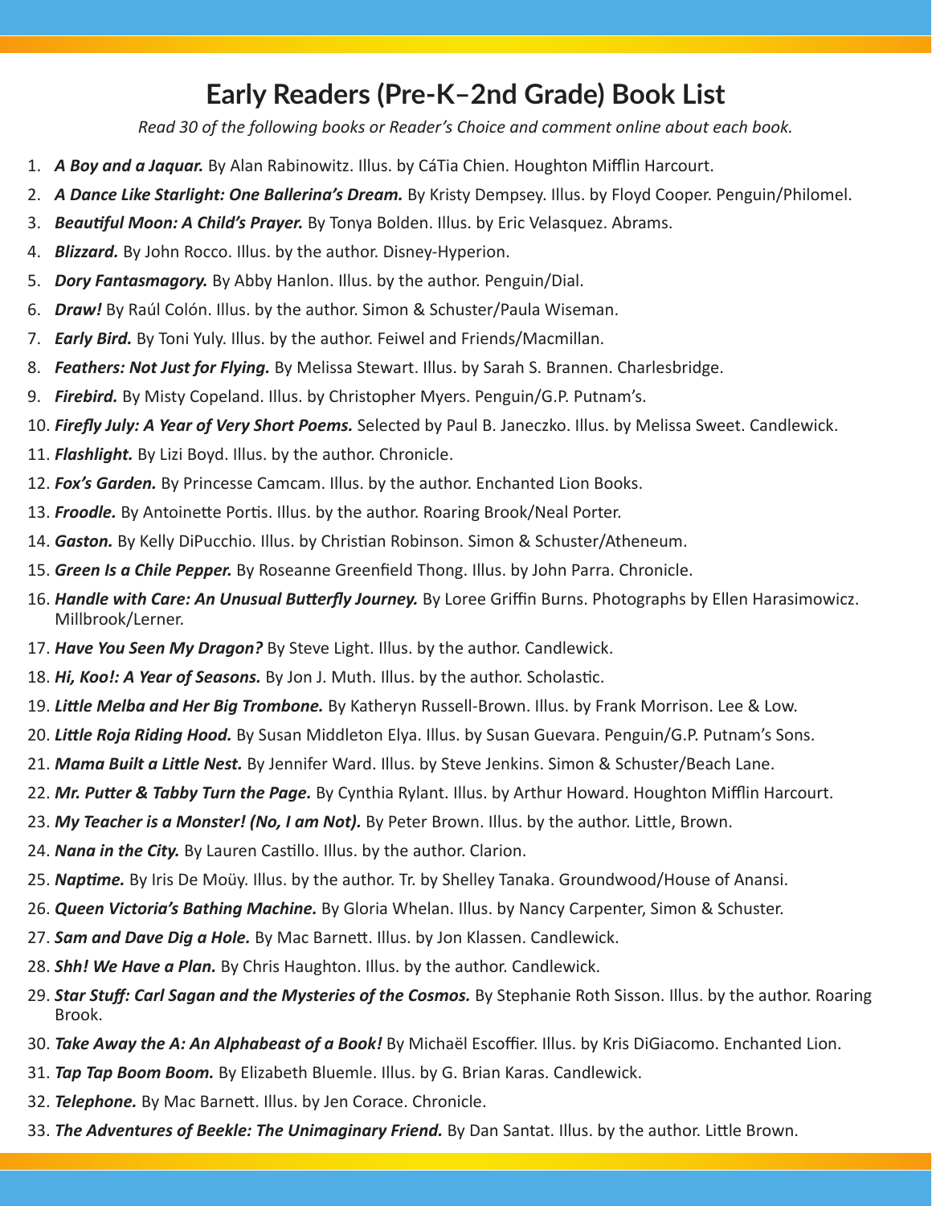# Early Readers (Pre-K–2nd Grade) Book List

*Read 30 of the following books or Reader's Choice and comment online about each book.*

1. ***A Boy and a Jaquar.*** By Alan Rabinowitz. Illus. by CáTia Chien. Houghton Mifflin Harcourt.
2. ***A Dance Like Starlight: One Ballerina's Dream.*** By Kristy Dempsey. Illus. by Floyd Cooper. Penguin/Philomel.
3. ***Beautiful Moon: A Child's Prayer.*** By Tonya Bolden. Illus. by Eric Velasquez. Abrams.
4. ***Blizzard.*** By John Rocco. Illus. by the author. Disney-Hyperion.
5. ***Dory Fantasmagory.*** By Abby Hanlon. Illus. by the author. Penguin/Dial.
6. ***Draw!*** By Raúl Colón. Illus. by the author. Simon & Schuster/Paula Wiseman.
7. ***Early Bird.*** By Toni Yuly. Illus. by the author. Feiwel and Friends/Macmillan.
8. ***Feathers: Not Just for Flying.*** By Melissa Stewart. Illus. by Sarah S. Brannen. Charlesbridge.
9. ***Firebird.*** By Misty Copeland. Illus. by Christopher Myers. Penguin/G.P. Putnam's.
10. ***Firefly July: A Year of Very Short Poems.*** Selected by Paul B. Janeczko. Illus. by Melissa Sweet. Candlewick.
11. ***Flashlight.*** By Lizi Boyd. Illus. by the author. Chronicle.
12. ***Fox's Garden.*** By Princesse Camcam. Illus. by the author. Enchanted Lion Books.
13. ***Froodle.*** By Antoinette Portis. Illus. by the author. Roaring Brook/Neal Porter.
14. ***Gaston.*** By Kelly DiPucchio. Illus. by Christian Robinson. Simon & Schuster/Atheneum.
15. ***Green Is a Chile Pepper.*** By Roseanne Greenfield Thong. Illus. by John Parra. Chronicle.
16. ***Handle with Care: An Unusual Butterfly Journey.*** By Loree Griffin Burns. Photographs by Ellen Harasimowicz. Millbrook/Lerner.
17. ***Have You Seen My Dragon?*** By Steve Light. Illus. by the author. Candlewick.
18. ***Hi, Koo!: A Year of Seasons.*** By Jon J. Muth. Illus. by the author. Scholastic.
19. ***Little Melba and Her Big Trombone.*** By Katheryn Russell-Brown. Illus. by Frank Morrison. Lee & Low.
20. ***Little Roja Riding Hood.*** By Susan Middleton Elya. Illus. by Susan Guevara. Penguin/G.P. Putnam's Sons.
21. ***Mama Built a Little Nest.*** By Jennifer Ward. Illus. by Steve Jenkins. Simon & Schuster/Beach Lane.
22. ***Mr. Putter & Tabby Turn the Page.*** By Cynthia Rylant. Illus. by Arthur Howard. Houghton Mifflin Harcourt.
23. ***My Teacher is a Monster! (No, I am Not).*** By Peter Brown. Illus. by the author. Little, Brown.
24. ***Nana in the City.*** By Lauren Castillo. Illus. by the author. Clarion.
25. ***Naptime.*** By Iris De Moüy. Illus. by the author. Tr. by Shelley Tanaka. Groundwood/House of Anansi.
26. ***Queen Victoria's Bathing Machine.*** By Gloria Whelan. Illus. by Nancy Carpenter, Simon & Schuster.
27. ***Sam and Dave Dig a Hole.*** By Mac Barnett. Illus. by Jon Klassen. Candlewick.
28. ***Shh! We Have a Plan.*** By Chris Haughton. Illus. by the author. Candlewick.
29. ***Star Stuff: Carl Sagan and the Mysteries of the Cosmos.*** By Stephanie Roth Sisson. Illus. by the author. Roaring Brook.
30. ***Take Away the A: An Alphabeast of a Book!*** By Michaël Escoffier. Illus. by Kris DiGiacomo. Enchanted Lion.
31. ***Tap Tap Boom Boom.*** By Elizabeth Bluemle. Illus. by G. Brian Karas. Candlewick.
32. ***Telephone.*** By Mac Barnett. Illus. by Jen Corace. Chronicle.
33. ***The Adventures of Beekle: The Unimaginary Friend.*** By Dan Santat. Illus. by the author. Little Brown.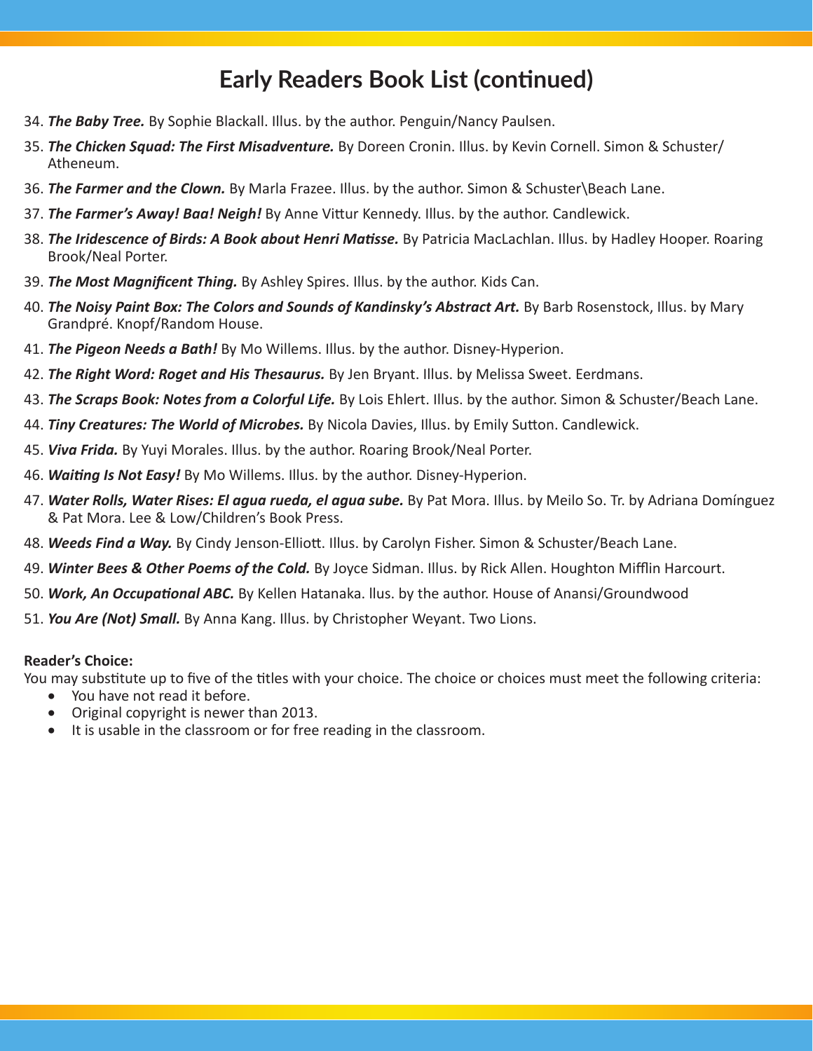# Early Readers Book List (continued)

34. ***The Baby Tree.*** By Sophie Blackall. Illus. by the author. Penguin/Nancy Paulsen.
35. ***The Chicken Squad: The First Misadventure.*** By Doreen Cronin. Illus. by Kevin Cornell. Simon & Schuster/Atheneum.
36. ***The Farmer and the Clown.*** By Marla Frazee. Illus. by the author. Simon & Schuster\Beach Lane.
37. ***The Farmer's Away! Baa! Neigh!*** By Anne Vittur Kennedy. Illus. by the author. Candlewick.
38. ***The Iridescence of Birds: A Book about Henri Matisse.*** By Patricia MacLachlan. Illus. by Hadley Hooper. Roaring Brook/Neal Porter.
39. ***The Most Magnificent Thing.*** By Ashley Spires. Illus. by the author. Kids Can.
40. ***The Noisy Paint Box: The Colors and Sounds of Kandinsky's Abstract Art.*** By Barb Rosenstock, Illus. by Mary Grandpré. Knopf/Random House.
41. ***The Pigeon Needs a Bath!*** By Mo Willems. Illus. by the author. Disney-Hyperion.
42. ***The Right Word: Roget and His Thesaurus.*** By Jen Bryant. Illus. by Melissa Sweet. Eerdmans.
43. ***The Scraps Book: Notes from a Colorful Life.*** By Lois Ehlert. Illus. by the author. Simon & Schuster/Beach Lane.
44. ***Tiny Creatures: The World of Microbes.*** By Nicola Davies, Illus. by Emily Sutton. Candlewick.
45. ***Viva Frida.*** By Yuyi Morales. Illus. by the author. Roaring Brook/Neal Porter.
46. ***Waiting Is Not Easy!*** By Mo Willems. Illus. by the author. Disney-Hyperion.
47. ***Water Rolls, Water Rises: El agua rueda, el agua sube.*** By Pat Mora. Illus. by Meilo So. Tr. by Adriana Domínguez & Pat Mora. Lee & Low/Children's Book Press.
48. ***Weeds Find a Way.*** By Cindy Jenson-Elliott. Illus. by Carolyn Fisher. Simon & Schuster/Beach Lane.
49. ***Winter Bees & Other Poems of the Cold.*** By Joyce Sidman. Illus. by Rick Allen. Houghton Mifflin Harcourt.
50. ***Work, An Occupational ABC.*** By Kellen Hatanaka. llus. by the author. House of Anansi/Groundwood
51. ***You Are (Not) Small.*** By Anna Kang. Illus. by Christopher Weyant. Two Lions.

**Reader's Choice:**

You may substitute up to five of the titles with your choice. The choice or choices must meet the following criteria:

- You have not read it before.
- Original copyright is newer than 2013.
- It is usable in the classroom or for free reading in the classroom.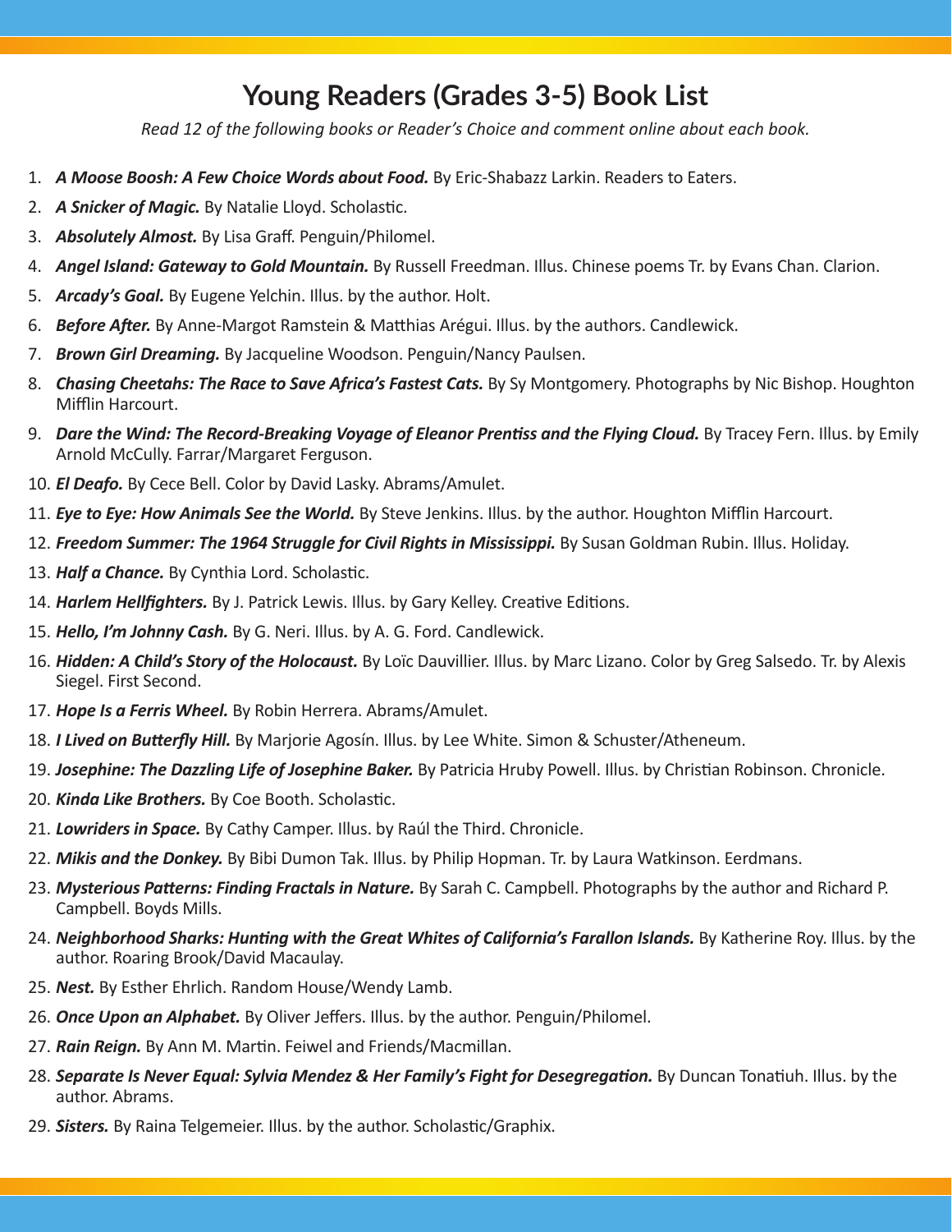# Young Readers (Grades 3-5) Book List

*Read 12 of the following books or Reader's Choice and comment online about each book.*

1. ***A Moose Boosh: A Few Choice Words about Food.*** By Eric-Shabazz Larkin. Readers to Eaters.
2. ***A Snicker of Magic.*** By Natalie Lloyd. Scholastic.
3. ***Absolutely Almost.*** By Lisa Graff. Penguin/Philomel.
4. ***Angel Island: Gateway to Gold Mountain.*** By Russell Freedman. Illus. Chinese poems Tr. by Evans Chan. Clarion.
5. ***Arcady's Goal.*** By Eugene Yelchin. Illus. by the author. Holt.
6. ***Before After.*** By Anne-Margot Ramstein & Matthias Arégui. Illus. by the authors. Candlewick.
7. ***Brown Girl Dreaming.*** By Jacqueline Woodson. Penguin/Nancy Paulsen.
8. ***Chasing Cheetahs: The Race to Save Africa's Fastest Cats.*** By Sy Montgomery. Photographs by Nic Bishop. Houghton Mifflin Harcourt.
9. ***Dare the Wind: The Record-Breaking Voyage of Eleanor Prentiss and the Flying Cloud.*** By Tracey Fern. Illus. by Emily Arnold McCully. Farrar/Margaret Ferguson.
10. ***El Deafo.*** By Cece Bell. Color by David Lasky. Abrams/Amulet.
11. ***Eye to Eye: How Animals See the World.*** By Steve Jenkins. Illus. by the author. Houghton Mifflin Harcourt.
12. ***Freedom Summer: The 1964 Struggle for Civil Rights in Mississippi.*** By Susan Goldman Rubin. Illus. Holiday.
13. ***Half a Chance.*** By Cynthia Lord. Scholastic.
14. ***Harlem Hellfighters.*** By J. Patrick Lewis. Illus. by Gary Kelley. Creative Editions.
15. ***Hello, I'm Johnny Cash.*** By G. Neri. Illus. by A. G. Ford. Candlewick.
16. ***Hidden: A Child's Story of the Holocaust.*** By Loïc Dauvillier. Illus. by Marc Lizano. Color by Greg Salsedo. Tr. by Alexis Siegel. First Second.
17. ***Hope Is a Ferris Wheel.*** By Robin Herrera. Abrams/Amulet.
18. ***I Lived on Butterfly Hill.*** By Marjorie Agosín. Illus. by Lee White. Simon & Schuster/Atheneum.
19. ***Josephine: The Dazzling Life of Josephine Baker.*** By Patricia Hruby Powell. Illus. by Christian Robinson. Chronicle.
20. ***Kinda Like Brothers.*** By Coe Booth. Scholastic.
21. ***Lowriders in Space.*** By Cathy Camper. Illus. by Raúl the Third. Chronicle.
22. ***Mikis and the Donkey.*** By Bibi Dumon Tak. Illus. by Philip Hopman. Tr. by Laura Watkinson. Eerdmans.
23. ***Mysterious Patterns: Finding Fractals in Nature.*** By Sarah C. Campbell. Photographs by the author and Richard P. Campbell. Boyds Mills.
24. ***Neighborhood Sharks: Hunting with the Great Whites of California's Farallon Islands.*** By Katherine Roy. Illus. by the author. Roaring Brook/David Macaulay.
25. ***Nest.*** By Esther Ehrlich. Random House/Wendy Lamb.
26. ***Once Upon an Alphabet.*** By Oliver Jeffers. Illus. by the author. Penguin/Philomel.
27. ***Rain Reign.*** By Ann M. Martin. Feiwel and Friends/Macmillan.
28. ***Separate Is Never Equal: Sylvia Mendez & Her Family's Fight for Desegregation.*** By Duncan Tonatiuh. Illus. by the author. Abrams.
29. ***Sisters.*** By Raina Telgemeier. Illus. by the author. Scholastic/Graphix.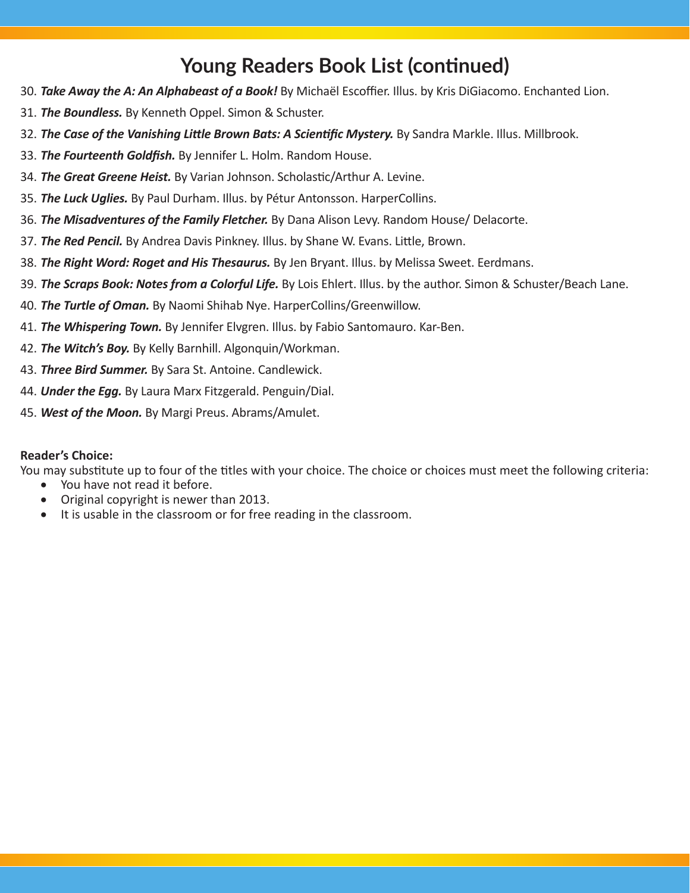# Young Readers Book List (continued)

30. ***Take Away the A: An Alphabeast of a Book!*** By Michaël Escoffier. Illus. by Kris DiGiacomo. Enchanted Lion.
31. ***The Boundless.*** By Kenneth Oppel. Simon & Schuster.
32. ***The Case of the Vanishing Little Brown Bats: A Scientific Mystery.*** By Sandra Markle. Illus. Millbrook.
33. ***The Fourteenth Goldfish.*** By Jennifer L. Holm. Random House.
34. ***The Great Greene Heist.*** By Varian Johnson. Scholastic/Arthur A. Levine.
35. ***The Luck Uglies.*** By Paul Durham. Illus. by Pétur Antonsson. HarperCollins.
36. ***The Misadventures of the Family Fletcher.*** By Dana Alison Levy. Random House/ Delacorte.
37. ***The Red Pencil.*** By Andrea Davis Pinkney. Illus. by Shane W. Evans. Little, Brown.
38. ***The Right Word: Roget and His Thesaurus.*** By Jen Bryant. Illus. by Melissa Sweet. Eerdmans.
39. ***The Scraps Book: Notes from a Colorful Life.*** By Lois Ehlert. Illus. by the author. Simon & Schuster/Beach Lane.
40. ***The Turtle of Oman.*** By Naomi Shihab Nye. HarperCollins/Greenwillow.
41. ***The Whispering Town.*** By Jennifer Elvgren. Illus. by Fabio Santomauro. Kar-Ben.
42. ***The Witch's Boy.*** By Kelly Barnhill. Algonquin/Workman.
43. ***Three Bird Summer.*** By Sara St. Antoine. Candlewick.
44. ***Under the Egg.*** By Laura Marx Fitzgerald. Penguin/Dial.
45. ***West of the Moon.*** By Margi Preus. Abrams/Amulet.

**Reader's Choice:**
You may substitute up to four of the titles with your choice. The choice or choices must meet the following criteria:

- You have not read it before.
- Original copyright is newer than 2013.
- It is usable in the classroom or for free reading in the classroom.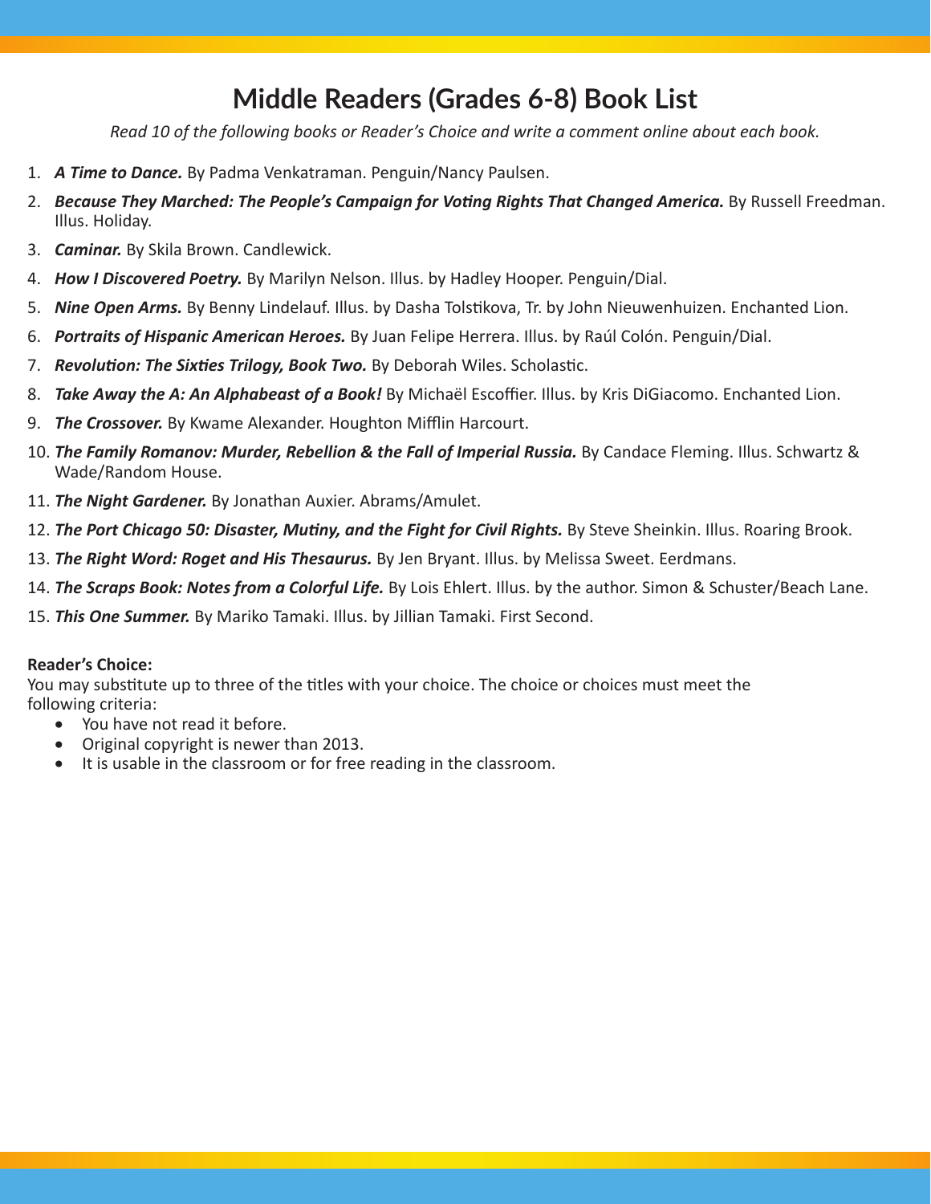# Middle Readers (Grades 6-8) Book List

*Read 10 of the following books or Reader's Choice and write a comment online about each book.*

1. ***A Time to Dance.*** By Padma Venkatraman. Penguin/Nancy Paulsen.
2. ***Because They Marched: The People's Campaign for Voting Rights That Changed America.*** By Russell Freedman. Illus. Holiday.
3. ***Caminar.*** By Skila Brown. Candlewick.
4. ***How I Discovered Poetry.*** By Marilyn Nelson. Illus. by Hadley Hooper. Penguin/Dial.
5. ***Nine Open Arms.*** By Benny Lindelauf. Illus. by Dasha Tolstikova, Tr. by John Nieuwenhuizen. Enchanted Lion.
6. ***Portraits of Hispanic American Heroes.*** By Juan Felipe Herrera. Illus. by Raúl Colón. Penguin/Dial.
7. ***Revolution: The Sixties Trilogy, Book Two.*** By Deborah Wiles. Scholastic.
8. ***Take Away the A: An Alphabeast of a Book!*** By Michaël Escoffier. Illus. by Kris DiGiacomo. Enchanted Lion.
9. ***The Crossover.*** By Kwame Alexander. Houghton Mifflin Harcourt.
10. ***The Family Romanov: Murder, Rebellion & the Fall of Imperial Russia.*** By Candace Fleming. Illus. Schwartz & Wade/Random House.
11. ***The Night Gardener.*** By Jonathan Auxier. Abrams/Amulet.
12. ***The Port Chicago 50: Disaster, Mutiny, and the Fight for Civil Rights.*** By Steve Sheinkin. Illus. Roaring Brook.
13. ***The Right Word: Roget and His Thesaurus.*** By Jen Bryant. Illus. by Melissa Sweet. Eerdmans.
14. ***The Scraps Book: Notes from a Colorful Life.*** By Lois Ehlert. Illus. by the author. Simon & Schuster/Beach Lane.
15. ***This One Summer.*** By Mariko Tamaki. Illus. by Jillian Tamaki. First Second.

**Reader's Choice:**

You may substitute up to three of the titles with your choice. The choice or choices must meet the following criteria:

- You have not read it before.
- Original copyright is newer than 2013.
- It is usable in the classroom or for free reading in the classroom.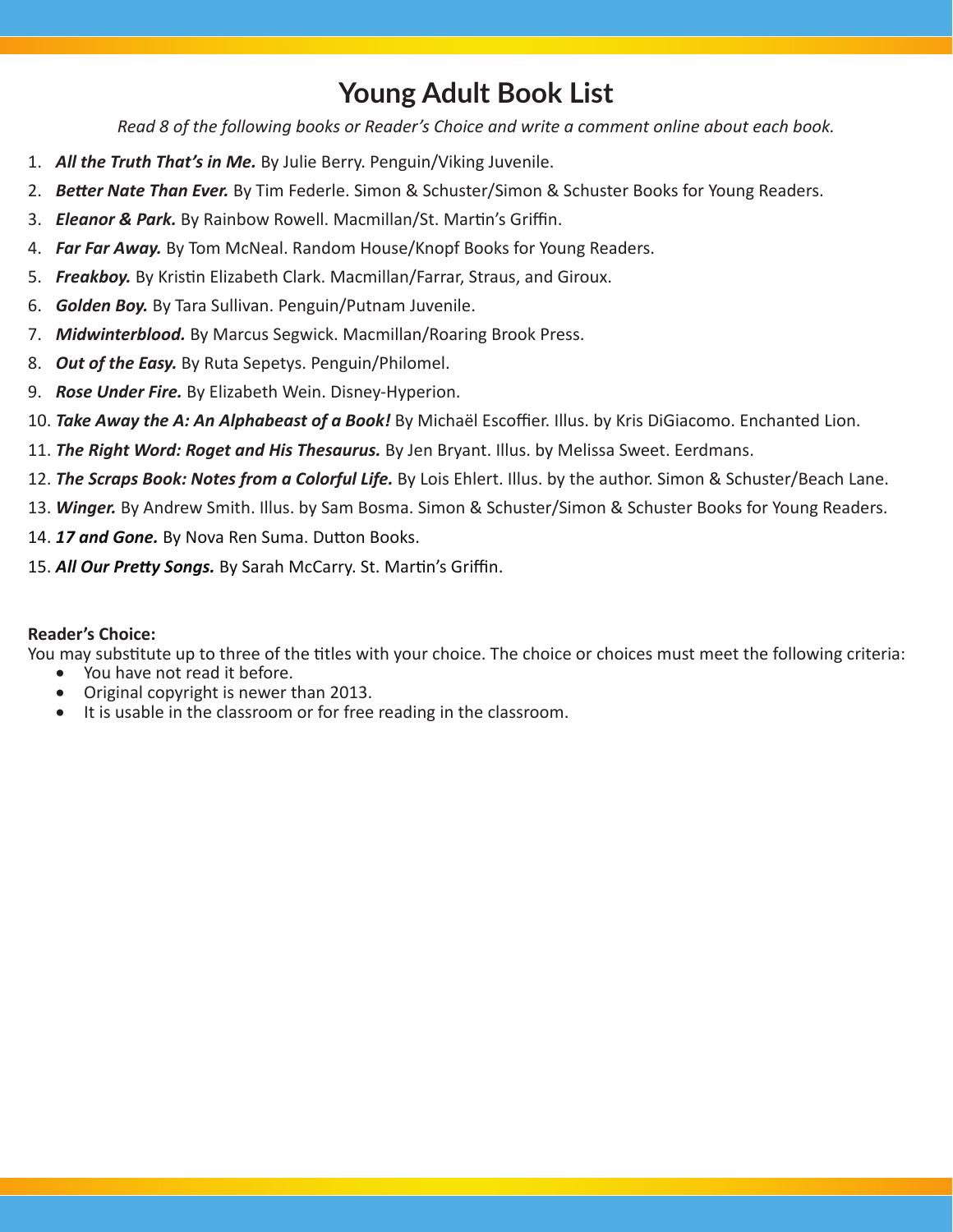# Young Adult Book List

*Read 8 of the following books or Reader's Choice and write a comment online about each book.*

1. ***All the Truth That's in Me.*** By Julie Berry. Penguin/Viking Juvenile.
2. ***Better Nate Than Ever.*** By Tim Federle. Simon & Schuster/Simon & Schuster Books for Young Readers.
3. ***Eleanor & Park.*** By Rainbow Rowell. Macmillan/St. Martin's Griffin.
4. ***Far Far Away.*** By Tom McNeal. Random House/Knopf Books for Young Readers.
5. ***Freakboy.*** By Kristin Elizabeth Clark. Macmillan/Farrar, Straus, and Giroux.
6. ***Golden Boy.*** By Tara Sullivan. Penguin/Putnam Juvenile.
7. ***Midwinterblood.*** By Marcus Segwick. Macmillan/Roaring Brook Press.
8. ***Out of the Easy.*** By Ruta Sepetys. Penguin/Philomel.
9. ***Rose Under Fire.*** By Elizabeth Wein. Disney-Hyperion.
10. ***Take Away the A: An Alphabeast of a Book!*** By Michaël Escoffier. Illus. by Kris DiGiacomo. Enchanted Lion.
11. ***The Right Word: Roget and His Thesaurus.*** By Jen Bryant. Illus. by Melissa Sweet. Eerdmans.
12. ***The Scraps Book: Notes from a Colorful Life.*** By Lois Ehlert. Illus. by the author. Simon & Schuster/Beach Lane.
13. ***Winger.*** By Andrew Smith. Illus. by Sam Bosma. Simon & Schuster/Simon & Schuster Books for Young Readers.
14. ***17 and Gone.*** By Nova Ren Suma. Dutton Books.
15. ***All Our Pretty Songs.*** By Sarah McCarry. St. Martin's Griffin.

**Reader's Choice:**

You may substitute up to three of the titles with your choice. The choice or choices must meet the following criteria:

- You have not read it before.
- Original copyright is newer than 2013.
- It is usable in the classroom or for free reading in the classroom.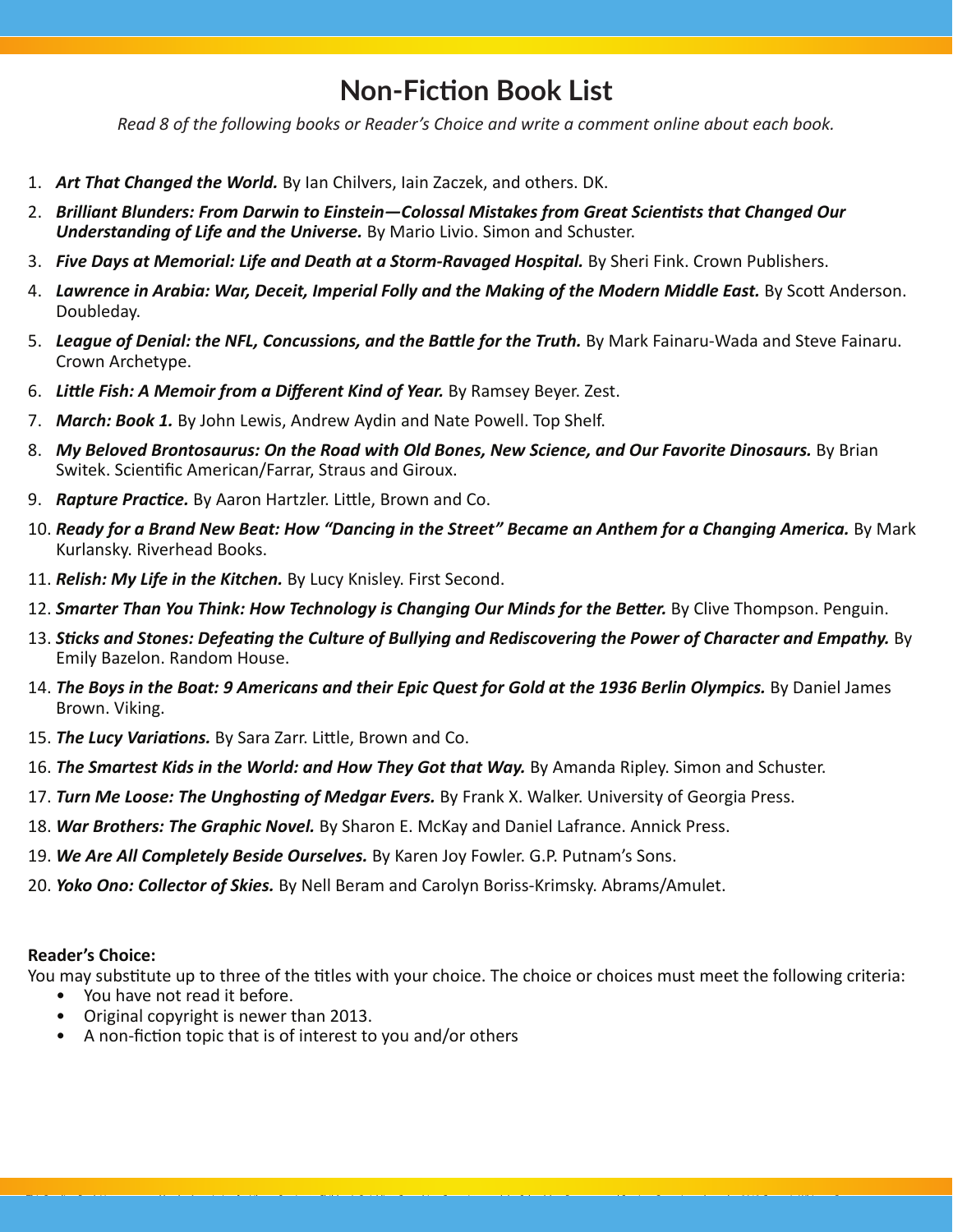# Non-Fiction Book List

*Read 8 of the following books or Reader's Choice and write a comment online about each book.*

1. ***Art That Changed the World.*** By Ian Chilvers, Iain Zaczek, and others. DK.
2. ***Brilliant Blunders: From Darwin to Einstein—Colossal Mistakes from Great Scientists that Changed Our Understanding of Life and the Universe.*** By Mario Livio. Simon and Schuster.
3. ***Five Days at Memorial: Life and Death at a Storm-Ravaged Hospital.*** By Sheri Fink. Crown Publishers.
4. ***Lawrence in Arabia: War, Deceit, Imperial Folly and the Making of the Modern Middle East.*** By Scott Anderson. Doubleday.
5. ***League of Denial: the NFL, Concussions, and the Battle for the Truth.*** By Mark Fainaru-Wada and Steve Fainaru. Crown Archetype.
6. ***Little Fish: A Memoir from a Different Kind of Year.*** By Ramsey Beyer. Zest.
7. ***March: Book 1.*** By John Lewis, Andrew Aydin and Nate Powell. Top Shelf.
8. ***My Beloved Brontosaurus: On the Road with Old Bones, New Science, and Our Favorite Dinosaurs.*** By Brian Switek. Scientific American/Farrar, Straus and Giroux.
9. ***Rapture Practice.*** By Aaron Hartzler. Little, Brown and Co.
10. ***Ready for a Brand New Beat: How "Dancing in the Street" Became an Anthem for a Changing America.*** By Mark Kurlansky. Riverhead Books.
11. ***Relish: My Life in the Kitchen.*** By Lucy Knisley. First Second.
12. ***Smarter Than You Think: How Technology is Changing Our Minds for the Better.*** By Clive Thompson. Penguin.
13. ***Sticks and Stones: Defeating the Culture of Bullying and Rediscovering the Power of Character and Empathy.*** By Emily Bazelon. Random House.
14. ***The Boys in the Boat: 9 Americans and their Epic Quest for Gold at the 1936 Berlin Olympics.*** By Daniel James Brown. Viking.
15. ***The Lucy Variations.*** By Sara Zarr. Little, Brown and Co.
16. ***The Smartest Kids in the World: and How They Got that Way.*** By Amanda Ripley. Simon and Schuster.
17. ***Turn Me Loose: The Unghosting of Medgar Evers.*** By Frank X. Walker. University of Georgia Press.
18. ***War Brothers: The Graphic Novel.*** By Sharon E. McKay and Daniel Lafrance. Annick Press.
19. ***We Are All Completely Beside Ourselves.*** By Karen Joy Fowler. G.P. Putnam's Sons.
20. ***Yoko Ono: Collector of Skies.*** By Nell Beram and Carolyn Boriss-Krimsky. Abrams/Amulet.

**Reader's Choice:**

You may substitute up to three of the titles with your choice. The choice or choices must meet the following criteria:

- You have not read it before.
- Original copyright is newer than 2013.
- A non-fiction topic that is of interest to you and/or others